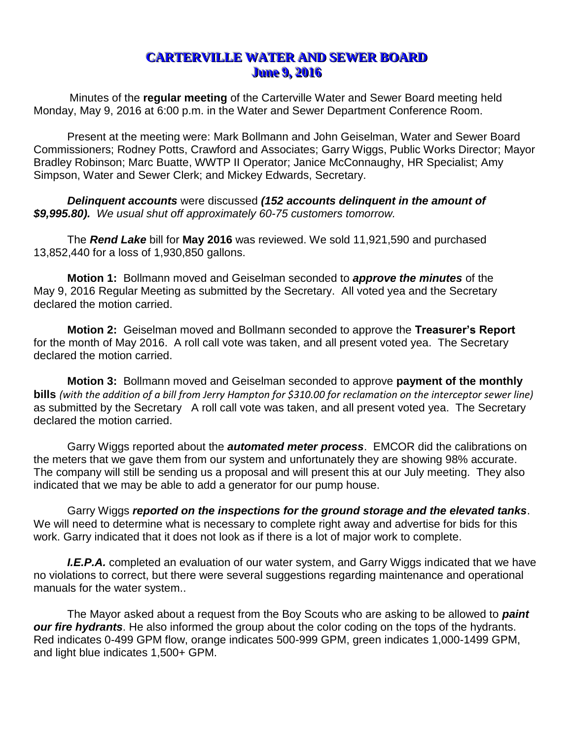# CARTERVILLE WATER AND SEWER BOARD
## June 9, 2016

Minutes of the **regular meeting** of the Carterville Water and Sewer Board meeting held Monday, May 9, 2016 at 6:00 p.m. in the Water and Sewer Department Conference Room.

Present at the meeting were: Mark Bollmann and John Geiselman, Water and Sewer Board Commissioners; Rodney Potts, Crawford and Associates; Garry Wiggs, Public Works Director; Mayor Bradley Robinson; Marc Buatte, WWTP II Operator; Janice McConnaughy, HR Specialist; Amy Simpson, Water and Sewer Clerk; and Mickey Edwards, Secretary.

***Delinquent accounts*** were discussed ***(152 accounts delinquent in the amount of $9,995.80).*** *We usual shut off approximately 60-75 customers tomorrow.*

The ***Rend Lake*** bill for **May 2016** was reviewed. We sold 11,921,590 and purchased 13,852,440 for a loss of 1,930,850 gallons.

**Motion 1:** Bollmann moved and Geiselman seconded to ***approve the minutes*** of the May 9, 2016 Regular Meeting as submitted by the Secretary. All voted yea and the Secretary declared the motion carried.

**Motion 2:** Geiselman moved and Bollmann seconded to approve the **Treasurer's Report** for the month of May 2016. A roll call vote was taken, and all present voted yea. The Secretary declared the motion carried.

**Motion 3:** Bollmann moved and Geiselman seconded to approve **payment of the monthly bills** *(with the addition of a bill from Jerry Hampton for $310.00 for reclamation on the interceptor sewer line)* as submitted by the Secretary A roll call vote was taken, and all present voted yea. The Secretary declared the motion carried.

Garry Wiggs reported about the ***automated meter process***. EMCOR did the calibrations on the meters that we gave them from our system and unfortunately they are showing 98% accurate. The company will still be sending us a proposal and will present this at our July meeting. They also indicated that we may be able to add a generator for our pump house.

Garry Wiggs ***reported on the inspections for the ground storage and the elevated tanks***. We will need to determine what is necessary to complete right away and advertise for bids for this work. Garry indicated that it does not look as if there is a lot of major work to complete.

***I.E.P.A.*** completed an evaluation of our water system, and Garry Wiggs indicated that we have no violations to correct, but there were several suggestions regarding maintenance and operational manuals for the water system..

The Mayor asked about a request from the Boy Scouts who are asking to be allowed to ***paint our fire hydrants***. He also informed the group about the color coding on the tops of the hydrants. Red indicates 0-499 GPM flow, orange indicates 500-999 GPM, green indicates 1,000-1499 GPM, and light blue indicates 1,500+ GPM.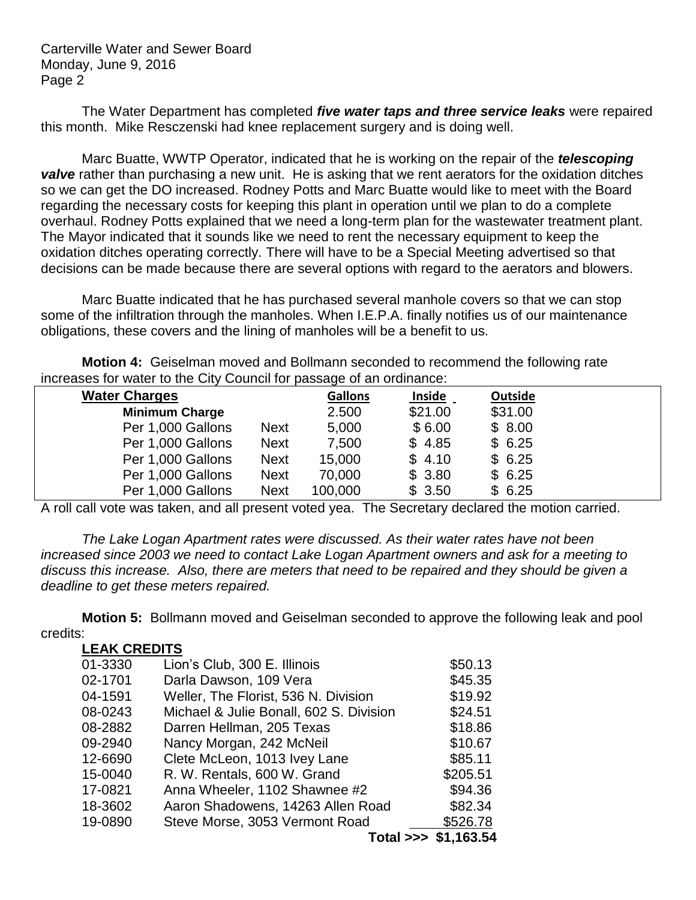The Water Department has completed ***five water taps and three service leaks*** were repaired this month. Mike Resczenski had knee replacement surgery and is doing well.

Marc Buatte, WWTP Operator, indicated that he is working on the repair of the ***telescoping valve*** rather than purchasing a new unit. He is asking that we rent aerators for the oxidation ditches so we can get the DO increased. Rodney Potts and Marc Buatte would like to meet with the Board regarding the necessary costs for keeping this plant in operation until we plan to do a complete overhaul. Rodney Potts explained that we need a long-term plan for the wastewater treatment plant. The Mayor indicated that it sounds like we need to rent the necessary equipment to keep the oxidation ditches operating correctly. There will have to be a Special Meeting advertised so that decisions can be made because there are several options with regard to the aerators and blowers.

Marc Buatte indicated that he has purchased several manhole covers so that we can stop some of the infiltration through the manholes. When I.E.P.A. finally notifies us of our maintenance obligations, these covers and the lining of manholes will be a benefit to us.

**Motion 4:** Geiselman moved and Bollmann seconded to recommend the following rate increases for water to the City Council for passage of an ordinance:

| Water Charges | | Gallons | Inside | Outside |
|---|---|---|---|---|
| **Minimum Charge** | | 2.500 | $21.00 | $31.00 |
| Per 1,000 Gallons | Next | 5,000 | $ 6.00 | $ 8.00 |
| Per 1,000 Gallons | Next | 7,500 | $ 4.85 | $ 6.25 |
| Per 1,000 Gallons | Next | 15,000 | $ 4.10 | $ 6.25 |
| Per 1,000 Gallons | Next | 70,000 | $ 3.80 | $ 6.25 |
| Per 1,000 Gallons | Next | 100,000 | $ 3.50 | $ 6.25 |

A roll call vote was taken, and all present voted yea. The Secretary declared the motion carried.

*The Lake Logan Apartment rates were discussed. As their water rates have not been increased since 2003 we need to contact Lake Logan Apartment owners and ask for a meeting to discuss this increase. Also, there are meters that need to be repaired and they should be given a deadline to get these meters repaired.*

**Motion 5:** Bollmann moved and Geiselman seconded to approve the following leak and pool credits:

**LEAK CREDITS**

| | | |
|---|---|---|
| 01-3330 | Lion's Club, 300 E. Illinois | $50.13 |
| 02-1701 | Darla Dawson, 109 Vera | $45.35 |
| 04-1591 | Weller, The Florist, 536 N. Division | $19.92 |
| 08-0243 | Michael & Julie Bonall, 602 S. Division | $24.51 |
| 08-2882 | Darren Hellman, 205 Texas | $18.86 |
| 09-2940 | Nancy Morgan, 242 McNeil | $10.67 |
| 12-6690 | Clete McLeon, 1013 Ivey Lane | $85.11 |
| 15-0040 | R. W. Rentals, 600 W. Grand | $205.51 |
| 17-0821 | Anna Wheeler, 1102 Shawnee #2 | $94.36 |
| 18-3602 | Aaron Shadowens, 14263 Allen Road | $82.34 |
| 19-0890 | Steve Morse, 3053 Vermont Road | $526.78 |
| | **Total >>>** | **$1,163.54** |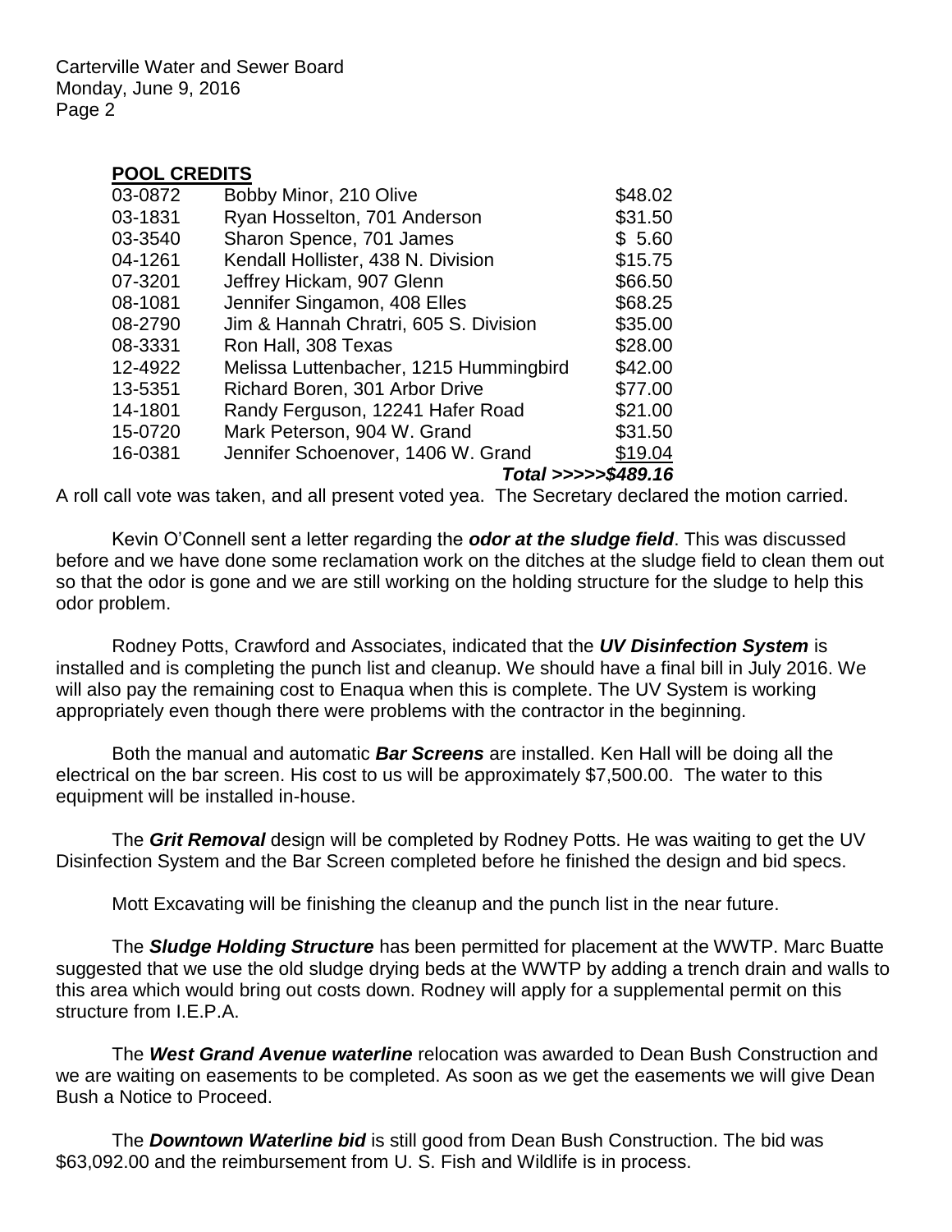**POOL CREDITS**

| | | |
|---|---|---|
| 03-0872 | Bobby Minor, 210 Olive | $48.02 |
| 03-1831 | Ryan Hosselton, 701 Anderson | $31.50 |
| 03-3540 | Sharon Spence, 701 James | $ 5.60 |
| 04-1261 | Kendall Hollister, 438 N. Division | $15.75 |
| 07-3201 | Jeffrey Hickam, 907 Glenn | $66.50 |
| 08-1081 | Jennifer Singamon, 408 Elles | $68.25 |
| 08-2790 | Jim & Hannah Chratri, 605 S. Division | $35.00 |
| 08-3331 | Ron Hall, 308 Texas | $28.00 |
| 12-4922 | Melissa Luttenbacher, 1215 Hummingbird | $42.00 |
| 13-5351 | Richard Boren, 301 Arbor Drive | $77.00 |
| 14-1801 | Randy Ferguson, 12241 Hafer Road | $21.00 |
| 15-0720 | Mark Peterson, 904 W. Grand | $31.50 |
| 16-0381 | Jennifer Schoenover, 1406 W. Grand | $19.04 |
| | | ***Total >>>>>$489.16*** |

A roll call vote was taken, and all present voted yea. The Secretary declared the motion carried.

Kevin O'Connell sent a letter regarding the ***odor at the sludge field***. This was discussed before and we have done some reclamation work on the ditches at the sludge field to clean them out so that the odor is gone and we are still working on the holding structure for the sludge to help this odor problem.

Rodney Potts, Crawford and Associates, indicated that the ***UV Disinfection System*** is installed and is completing the punch list and cleanup. We should have a final bill in July 2016. We will also pay the remaining cost to Enaqua when this is complete. The UV System is working appropriately even though there were problems with the contractor in the beginning.

Both the manual and automatic ***Bar Screens*** are installed. Ken Hall will be doing all the electrical on the bar screen. His cost to us will be approximately $7,500.00. The water to this equipment will be installed in-house.

The ***Grit Removal*** design will be completed by Rodney Potts. He was waiting to get the UV Disinfection System and the Bar Screen completed before he finished the design and bid specs.

Mott Excavating will be finishing the cleanup and the punch list in the near future.

The ***Sludge Holding Structure*** has been permitted for placement at the WWTP. Marc Buatte suggested that we use the old sludge drying beds at the WWTP by adding a trench drain and walls to this area which would bring out costs down. Rodney will apply for a supplemental permit on this structure from I.E.P.A.

The ***West Grand Avenue waterline*** relocation was awarded to Dean Bush Construction and we are waiting on easements to be completed. As soon as we get the easements we will give Dean Bush a Notice to Proceed.

The ***Downtown Waterline bid*** is still good from Dean Bush Construction. The bid was $63,092.00 and the reimbursement from U. S. Fish and Wildlife is in process.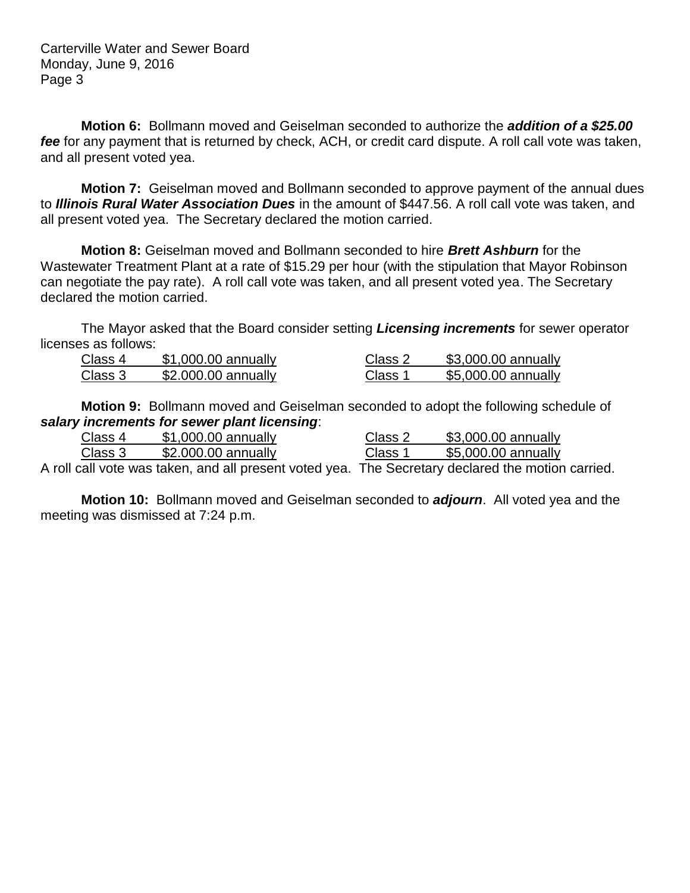**Motion 6:** Bollmann moved and Geiselman seconded to authorize the ***addition of a $25.00 fee*** for any payment that is returned by check, ACH, or credit card dispute. A roll call vote was taken, and all present voted yea.

**Motion 7:** Geiselman moved and Bollmann seconded to approve payment of the annual dues to ***Illinois Rural Water Association Dues*** in the amount of $447.56. A roll call vote was taken, and all present voted yea. The Secretary declared the motion carried.

**Motion 8:** Geiselman moved and Bollmann seconded to hire ***Brett Ashburn*** for the Wastewater Treatment Plant at a rate of $15.29 per hour (with the stipulation that Mayor Robinson can negotiate the pay rate). A roll call vote was taken, and all present voted yea. The Secretary declared the motion carried.

The Mayor asked that the Board consider setting ***Licensing increments*** for sewer operator licenses as follows:

| | | | |
|---|---|---|---|
| Class 4 | $1,000.00 annually | Class 2 | $3,000.00 annually |
| Class 3 | $2.000.00 annually | Class 1 | $5,000.00 annually |

**Motion 9:** Bollmann moved and Geiselman seconded to adopt the following schedule of ***salary increments for sewer plant licensing***:

| | | | |
|---|---|---|---|
| Class 4 | $1,000.00 annually | Class 2 | $3,000.00 annually |
| Class 3 | $2.000.00 annually | Class 1 | $5,000.00 annually |

A roll call vote was taken, and all present voted yea. The Secretary declared the motion carried.

**Motion 10:** Bollmann moved and Geiselman seconded to ***adjourn***. All voted yea and the meeting was dismissed at 7:24 p.m.